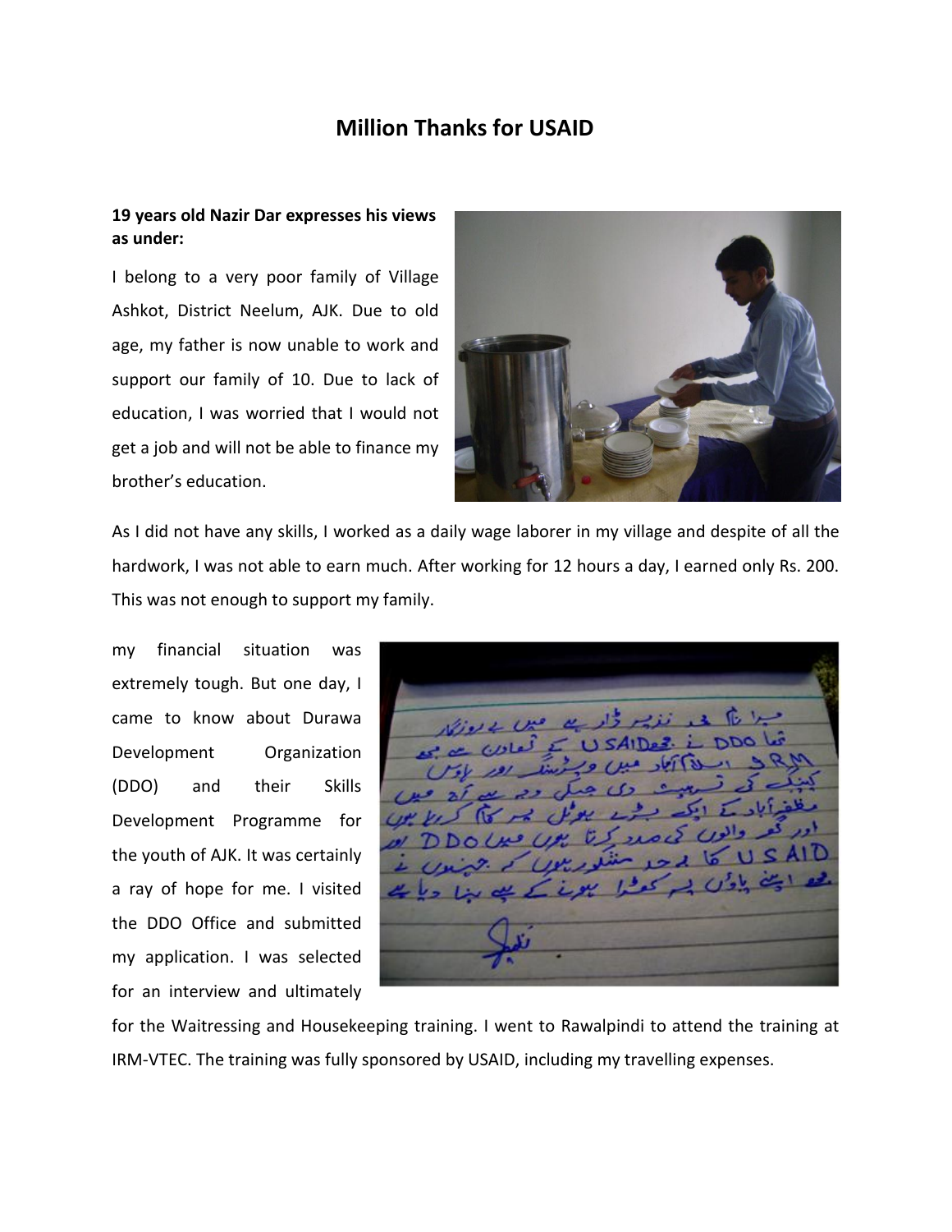# Million Thanks for USAID

**19 years old Nazir Dar expresses his views as under:**

I belong to a very poor family of Village Ashkot, District Neelum, AJK. Due to old age, my father is now unable to work and support our family of 10. Due to lack of education, I was worried that I would not get a job and will not be able to finance my brother's education.

As I did not have any skills, I worked as a daily wage laborer in my village and despite of all the hardwork, I was not able to earn much. After working for 12 hours a day, I earned only Rs. 200. This was not enough to support my family.

my financial situation was extremely tough. But one day, I came to know about Durawa Development Organization (DDO) and their Skills Development Programme for the youth of AJK. It was certainly a ray of hope for me. I visited the DDO Office and submitted my application. I was selected for an interview and ultimately for the Waitressing and Housekeeping training. I went to Rawalpindi to attend the training at IRM-VTEC. The training was fully sponsored by USAID, including my travelling expenses.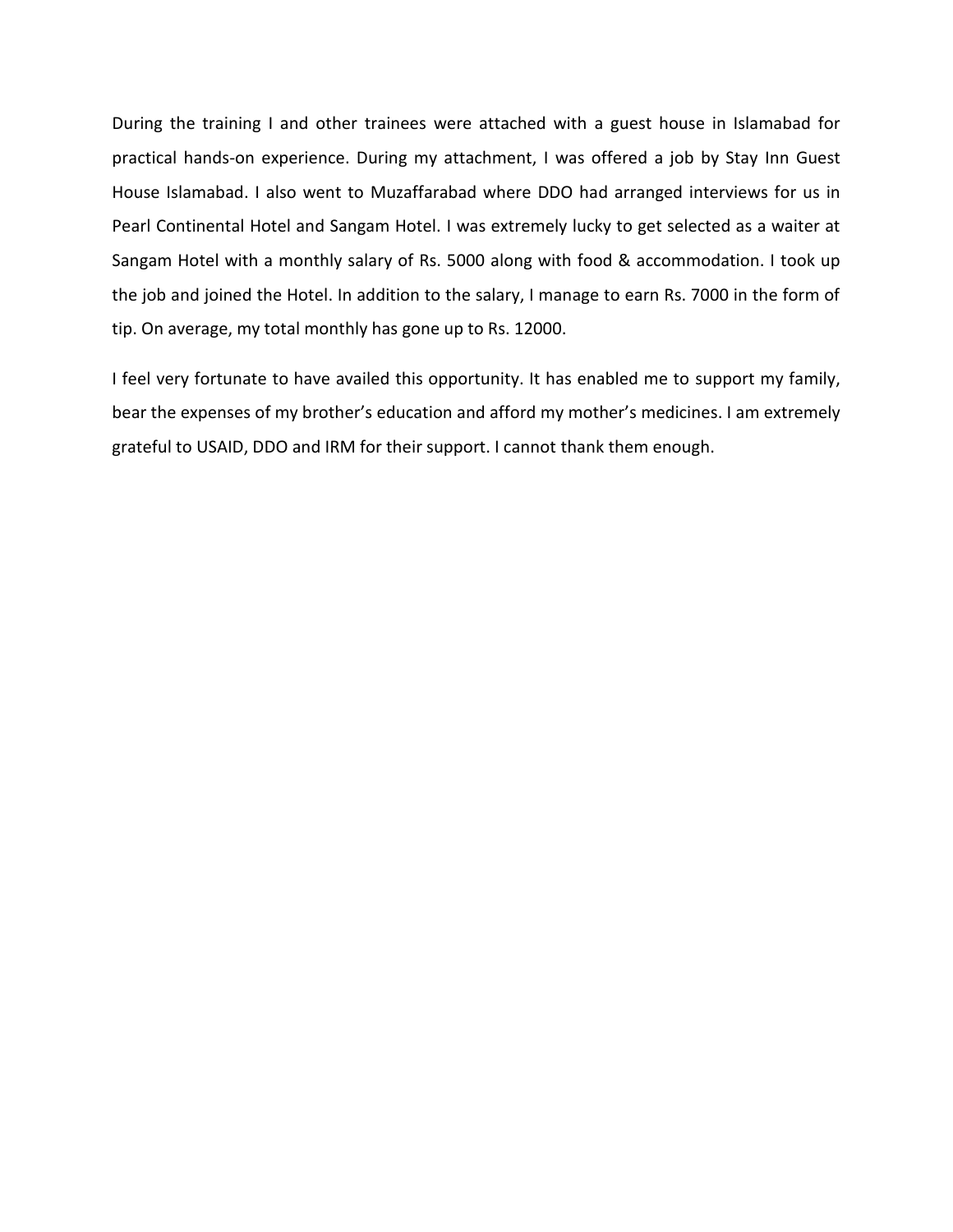During the training I and other trainees were attached with a guest house in Islamabad for practical hands-on experience. During my attachment, I was offered a job by Stay Inn Guest House Islamabad. I also went to Muzaffarabad where DDO had arranged interviews for us in Pearl Continental Hotel and Sangam Hotel. I was extremely lucky to get selected as a waiter at Sangam Hotel with a monthly salary of Rs. 5000 along with food & accommodation. I took up the job and joined the Hotel. In addition to the salary, I manage to earn Rs. 7000 in the form of tip. On average, my total monthly has gone up to Rs. 12000.

I feel very fortunate to have availed this opportunity. It has enabled me to support my family, bear the expenses of my brother's education and afford my mother's medicines. I am extremely grateful to USAID, DDO and IRM for their support. I cannot thank them enough.